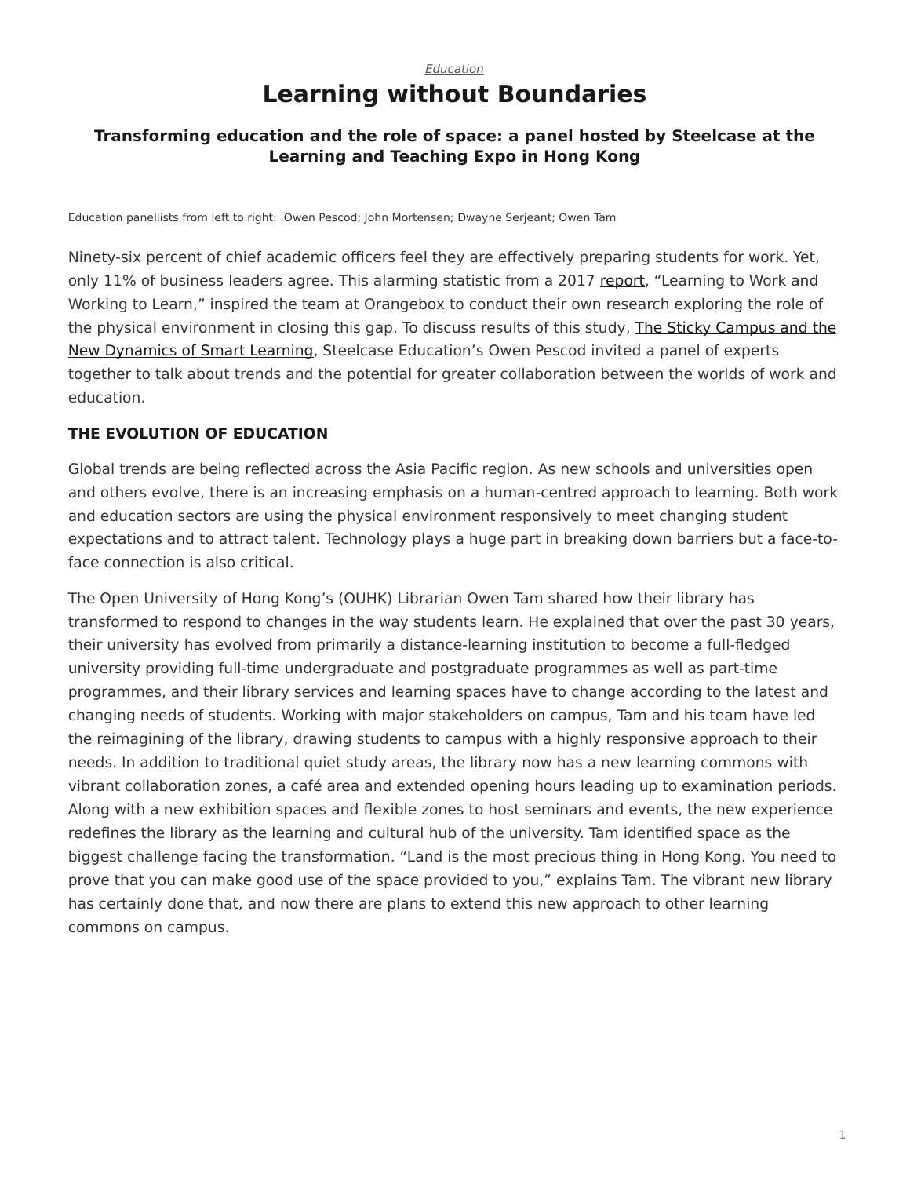*Education*

# Learning without Boundaries

### Transforming education and the role of space: a panel hosted by Steelcase at the Learning and Teaching Expo in Hong Kong

Education panellists from left to right: Owen Pescod; John Mortensen; Dwayne Serjeant; Owen Tam

Ninety-six percent of chief academic officers feel they are effectively preparing students for work. Yet, only 11% of business leaders agree. This alarming statistic from a 2017 report, “Learning to Work and Working to Learn,” inspired the team at Orangebox to conduct their own research exploring the role of the physical environment in closing this gap. To discuss results of this study, The Sticky Campus and the New Dynamics of Smart Learning, Steelcase Education’s Owen Pescod invited a panel of experts together to talk about trends and the potential for greater collaboration between the worlds of work and education.

## THE EVOLUTION OF EDUCATION

Global trends are being reflected across the Asia Pacific region. As new schools and universities open and others evolve, there is an increasing emphasis on a human-centred approach to learning. Both work and education sectors are using the physical environment responsively to meet changing student expectations and to attract talent. Technology plays a huge part in breaking down barriers but a face-to-face connection is also critical.

The Open University of Hong Kong’s (OUHK) Librarian Owen Tam shared how their library has transformed to respond to changes in the way students learn. He explained that over the past 30 years, their university has evolved from primarily a distance-learning institution to become a full-fledged university providing full-time undergraduate and postgraduate programmes as well as part-time programmes, and their library services and learning spaces have to change according to the latest and changing needs of students. Working with major stakeholders on campus, Tam and his team have led the reimagining of the library, drawing students to campus with a highly responsive approach to their needs. In addition to traditional quiet study areas, the library now has a new learning commons with vibrant collaboration zones, a café area and extended opening hours leading up to examination periods. Along with a new exhibition spaces and flexible zones to host seminars and events, the new experience redefines the library as the learning and cultural hub of the university. Tam identified space as the biggest challenge facing the transformation. “Land is the most precious thing in Hong Kong. You need to prove that you can make good use of the space provided to you,” explains Tam. The vibrant new library has certainly done that, and now there are plans to extend this new approach to other learning commons on campus.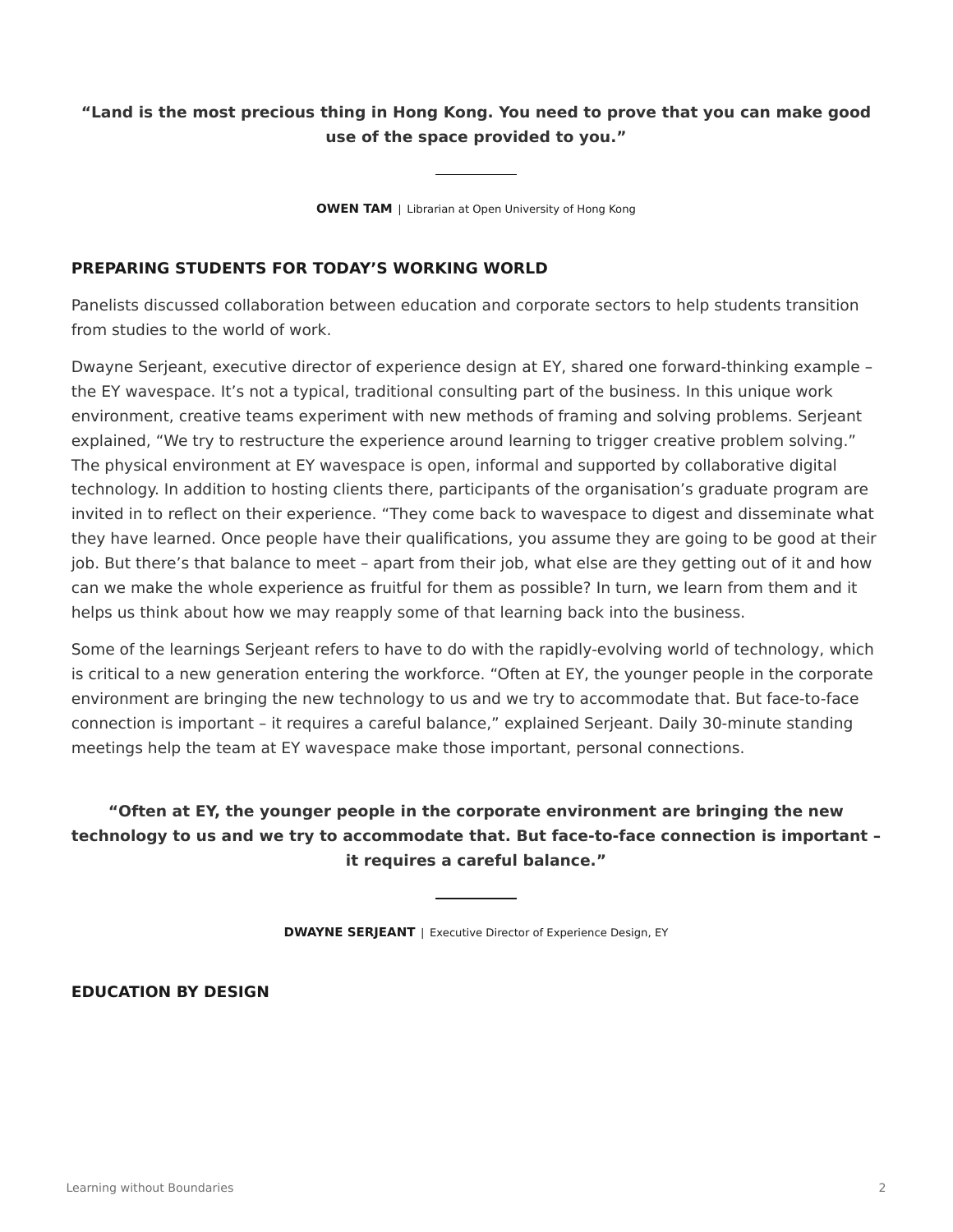**“Land is the most precious thing in Hong Kong. You need to prove that you can make good use of the space provided to you.”**

---

**OWEN TAM** | Librarian at Open University of Hong Kong

## PREPARING STUDENTS FOR TODAY’S WORKING WORLD

Panelists discussed collaboration between education and corporate sectors to help students transition from studies to the world of work.

Dwayne Serjeant, executive director of experience design at EY, shared one forward-thinking example – the EY wavespace. It’s not a typical, traditional consulting part of the business. In this unique work environment, creative teams experiment with new methods of framing and solving problems. Serjeant explained, “We try to restructure the experience around learning to trigger creative problem solving.” The physical environment at EY wavespace is open, informal and supported by collaborative digital technology. In addition to hosting clients there, participants of the organisation’s graduate program are invited in to reflect on their experience. “They come back to wavespace to digest and disseminate what they have learned. Once people have their qualifications, you assume they are going to be good at their job. But there’s that balance to meet – apart from their job, what else are they getting out of it and how can we make the whole experience as fruitful for them as possible? In turn, we learn from them and it helps us think about how we may reapply some of that learning back into the business.

Some of the learnings Serjeant refers to have to do with the rapidly-evolving world of technology, which is critical to a new generation entering the workforce. “Often at EY, the younger people in the corporate environment are bringing the new technology to us and we try to accommodate that. But face-to-face connection is important – it requires a careful balance,” explained Serjeant. Daily 30-minute standing meetings help the team at EY wavespace make those important, personal connections.

**“Often at EY, the younger people in the corporate environment are bringing the new technology to us and we try to accommodate that. But face-to-face connection is important – it requires a careful balance.”**

---

**DWAYNE SERJEANT** | Executive Director of Experience Design, EY

## EDUCATION BY DESIGN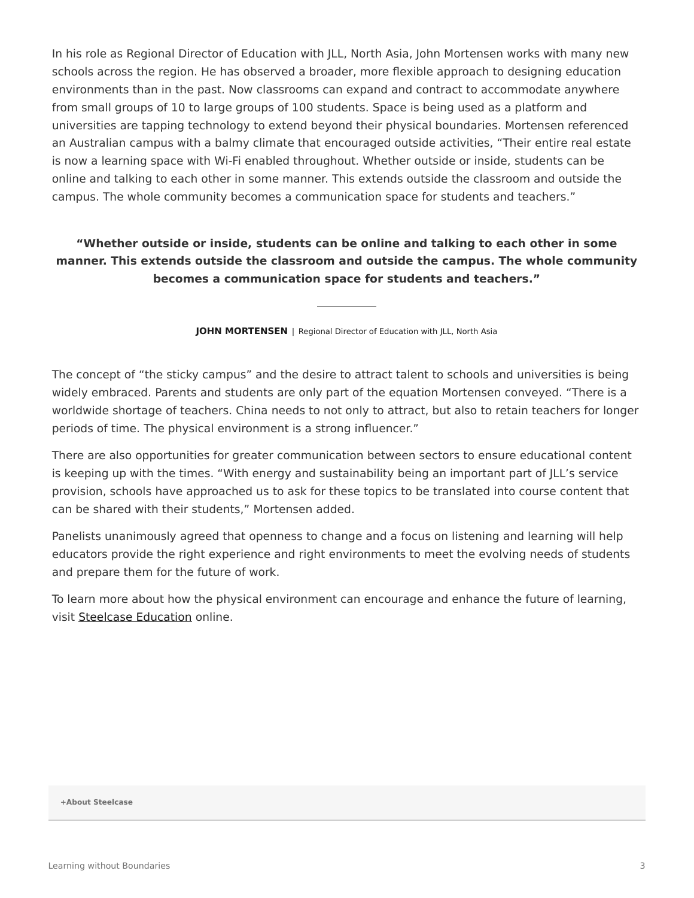In his role as Regional Director of Education with JLL, North Asia, John Mortensen works with many new schools across the region. He has observed a broader, more flexible approach to designing education environments than in the past. Now classrooms can expand and contract to accommodate anywhere from small groups of 10 to large groups of 100 students. Space is being used as a platform and universities are tapping technology to extend beyond their physical boundaries. Mortensen referenced an Australian campus with a balmy climate that encouraged outside activities, "Their entire real estate is now a learning space with Wi-Fi enabled throughout. Whether outside or inside, students can be online and talking to each other in some manner. This extends outside the classroom and outside the campus. The whole community becomes a communication space for students and teachers."

> **"Whether outside or inside, students can be online and talking to each other in some manner. This extends outside the classroom and outside the campus. The whole community becomes a communication space for students and teachers."**
>
> **JOHN MORTENSEN** | Regional Director of Education with JLL, North Asia

The concept of "the sticky campus" and the desire to attract talent to schools and universities is being widely embraced. Parents and students are only part of the equation Mortensen conveyed. "There is a worldwide shortage of teachers. China needs to not only to attract, but also to retain teachers for longer periods of time. The physical environment is a strong influencer."

There are also opportunities for greater communication between sectors to ensure educational content is keeping up with the times. "With energy and sustainability being an important part of JLL's service provision, schools have approached us to ask for these topics to be translated into course content that can be shared with their students," Mortensen added.

Panelists unanimously agreed that openness to change and a focus on listening and learning will help educators provide the right experience and right environments to meet the evolving needs of students and prepare them for the future of work.

To learn more about how the physical environment can encourage and enhance the future of learning, visit Steelcase Education online.

**+About Steelcase**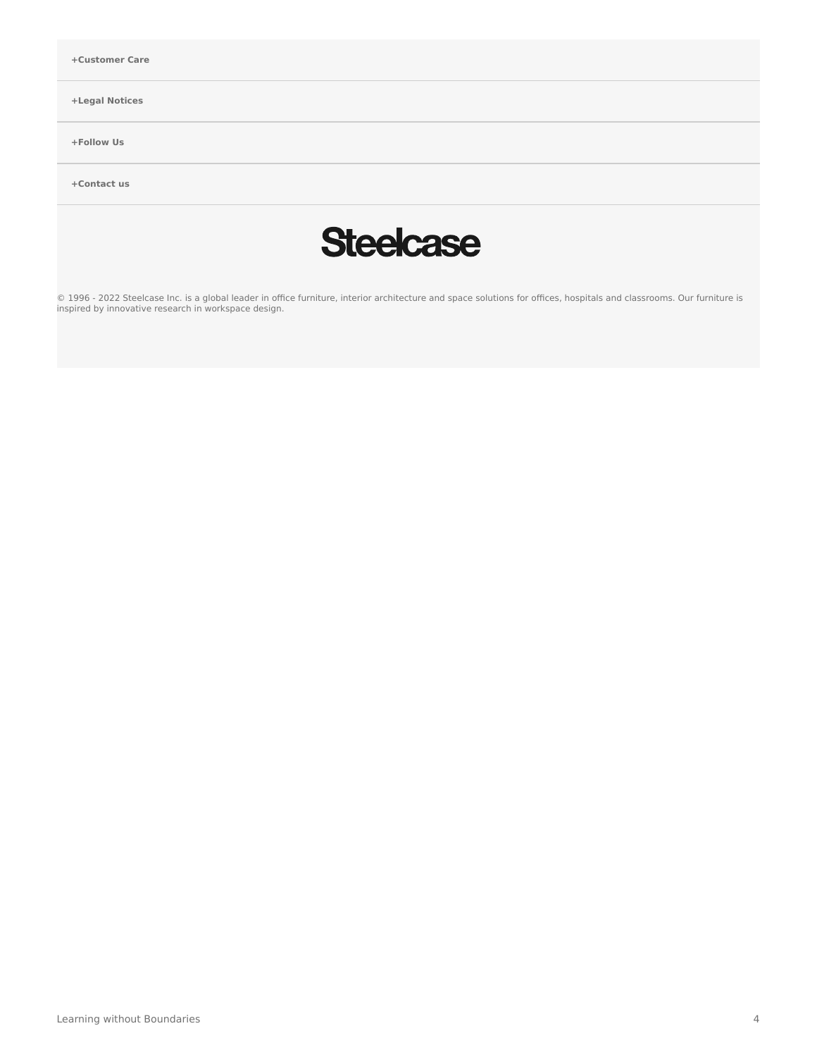**+Customer Care**

**+Legal Notices**

**+Follow Us**

**+Contact us**

Steelcase

© 1996 - 2022 Steelcase Inc. is a global leader in office furniture, interior architecture and space solutions for offices, hospitals and classrooms. Our furniture is inspired by innovative research in workspace design.